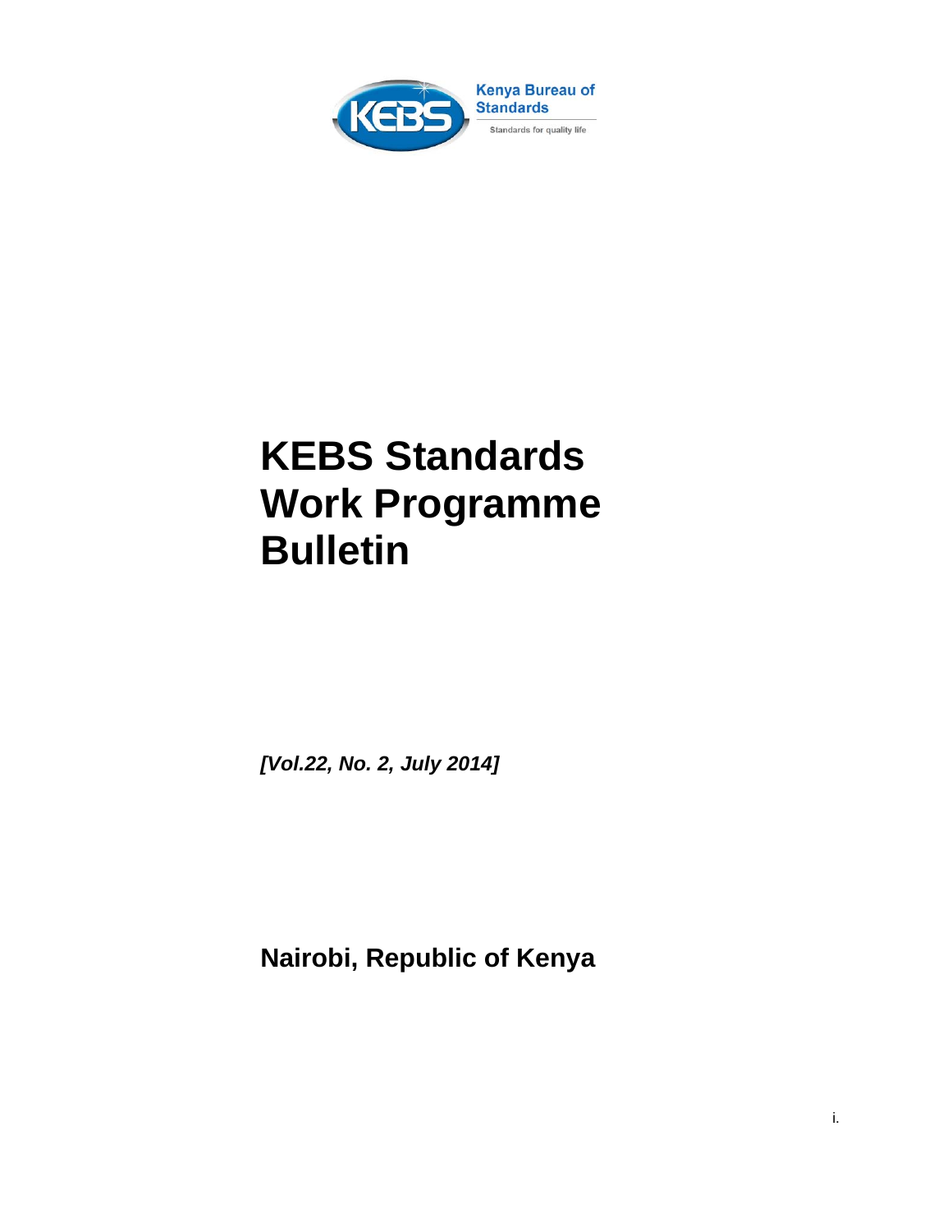Kenya Bureau of Standards

Standards for quality life

# KEBS Standards Work Programme Bulletin

*[Vol.22, No. 2, July 2014]*

**Nairobi, Republic of Kenya**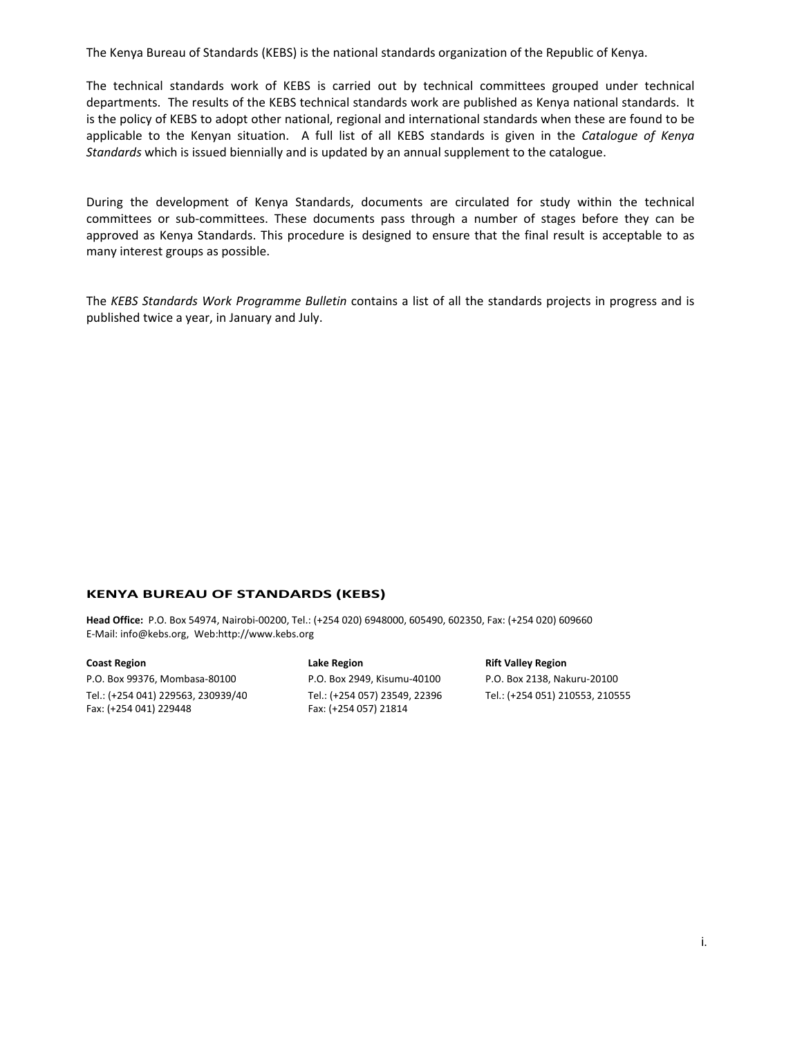The Kenya Bureau of Standards (KEBS) is the national standards organization of the Republic of Kenya.

The technical standards work of KEBS is carried out by technical committees grouped under technical departments. The results of the KEBS technical standards work are published as Kenya national standards. It is the policy of KEBS to adopt other national, regional and international standards when these are found to be applicable to the Kenyan situation. A full list of all KEBS standards is given in the *Catalogue of Kenya Standards* which is issued biennially and is updated by an annual supplement to the catalogue.

During the development of Kenya Standards, documents are circulated for study within the technical committees or sub-committees. These documents pass through a number of stages before they can be approved as Kenya Standards. This procedure is designed to ensure that the final result is acceptable to as many interest groups as possible.

The *KEBS Standards Work Programme Bulletin* contains a list of all the standards projects in progress and is published twice a year, in January and July.

## KENYA BUREAU OF STANDARDS (KEBS)

**Head Office:** P.O. Box 54974, Nairobi-00200, Tel.: (+254 020) 6948000, 605490, 602350, Fax: (+254 020) 609660
E-Mail: info@kebs.org, Web:http://www.kebs.org

**Coast Region**
P.O. Box 99376, Mombasa-80100
Tel.: (+254 041) 229563, 230939/40
Fax: (+254 041) 229448

**Lake Region**
P.O. Box 2949, Kisumu-40100
Tel.: (+254 057) 23549, 22396
Fax: (+254 057) 21814

**Rift Valley Region**
P.O. Box 2138, Nakuru-20100
Tel.: (+254 051) 210553, 210555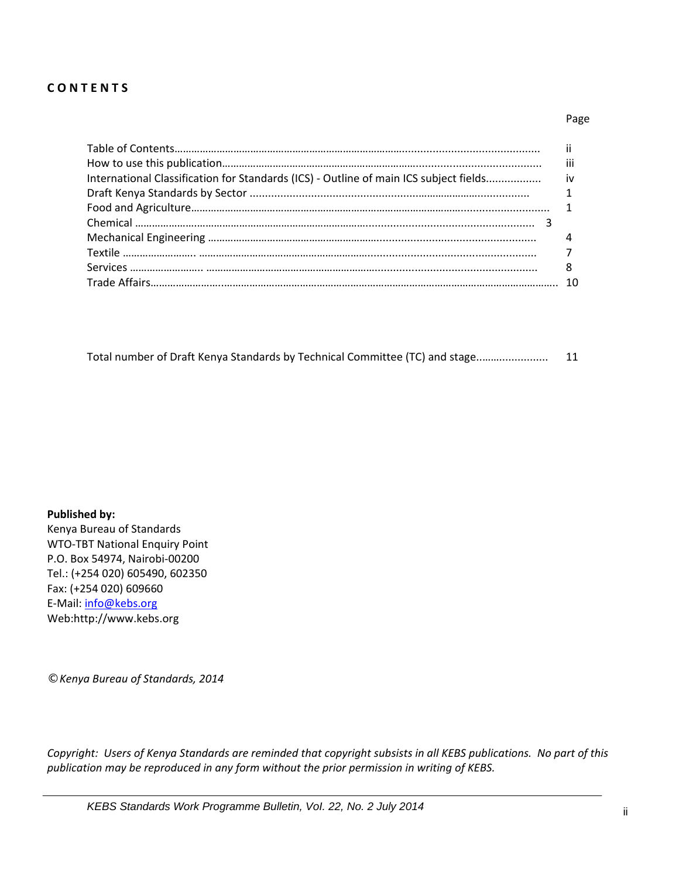# CONTENTS

| | Page |
|---|---|
| Table of Contents | ii |
| How to use this publication | iii |
| International Classification for Standards (ICS) - Outline of main ICS subject fields | iv |
| Draft Kenya Standards by Sector | 1 |
| Food and Agriculture | 1 |
| Chemical | 3 |
| Mechanical Engineering | 4 |
| Textile | 7 |
| Services | 8 |
| Trade Affairs | 10 |
| | |
| Total number of Draft Kenya Standards by Technical Committee (TC) and stage | 11 |

**Published by:**
Kenya Bureau of Standards
WTO-TBT National Enquiry Point
P.O. Box 54974, Nairobi-00200
Tel.: (+254 020) 605490, 602350
Fax: (+254 020) 609660
E-Mail: info@kebs.org
Web:http://www.kebs.org

*© Kenya Bureau of Standards, 2014*

*Copyright: Users of Kenya Standards are reminded that copyright subsists in all KEBS publications. No part of this publication may be reproduced in any form without the prior permission in writing of KEBS.*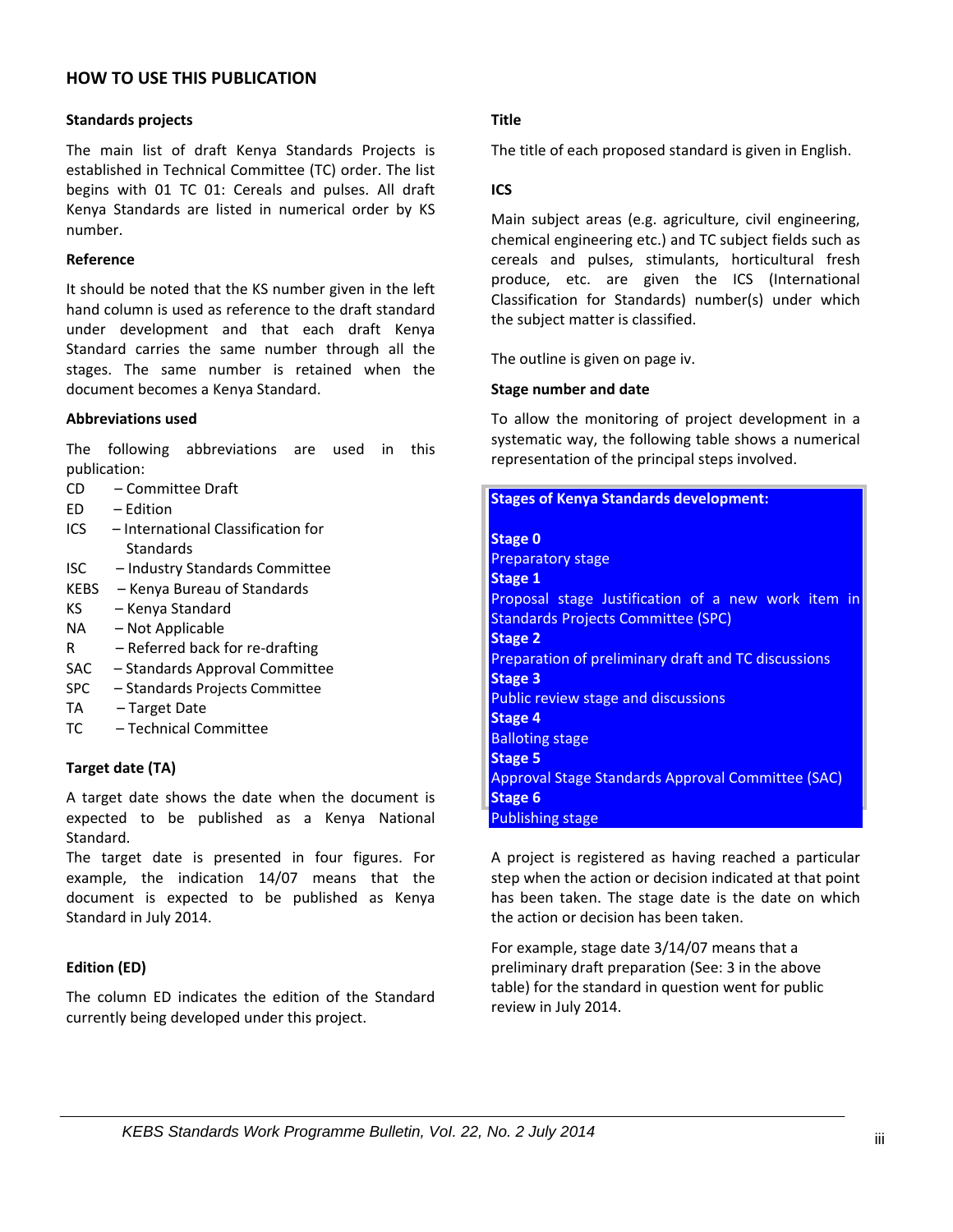## HOW TO USE THIS PUBLICATION

### Standards projects

The main list of draft Kenya Standards Projects is established in Technical Committee (TC) order. The list begins with 01 TC 01: Cereals and pulses. All draft Kenya Standards are listed in numerical order by KS number.

### Reference

It should be noted that the KS number given in the left hand column is used as reference to the draft standard under development and that each draft Kenya Standard carries the same number through all the stages. The same number is retained when the document becomes a Kenya Standard.

### Abbreviations used

The following abbreviations are used in this publication:

CD – Committee Draft
ED – Edition
ICS – International Classification for Standards
ISC – Industry Standards Committee
KEBS – Kenya Bureau of Standards
KS – Kenya Standard
NA – Not Applicable
R – Referred back for re-drafting
SAC – Standards Approval Committee
SPC – Standards Projects Committee
TA – Target Date
TC – Technical Committee

### Target date (TA)

A target date shows the date when the document is expected to be published as a Kenya National Standard.
The target date is presented in four figures. For example, the indication 14/07 means that the document is expected to be published as Kenya Standard in July 2014.

### Edition (ED)

The column ED indicates the edition of the Standard currently being developed under this project.

### Title

The title of each proposed standard is given in English.

### ICS

Main subject areas (e.g. agriculture, civil engineering, chemical engineering etc.) and TC subject fields such as cereals and pulses, stimulants, horticultural fresh produce, etc. are given the ICS (International Classification for Standards) number(s) under which the subject matter is classified.

The outline is given on page iv.

### Stage number and date

To allow the monitoring of project development in a systematic way, the following table shows a numerical representation of the principal steps involved.

**Stages of Kenya Standards development:**

**Stage 0**
Preparatory stage
**Stage 1**
Proposal stage Justification of a new work item in Standards Projects Committee (SPC)
**Stage 2**
Preparation of preliminary draft and TC discussions
**Stage 3**
Public review stage and discussions
**Stage 4**
Balloting stage
**Stage 5**
Approval Stage Standards Approval Committee (SAC)
**Stage 6**
Publishing stage

A project is registered as having reached a particular step when the action or decision indicated at that point has been taken. The stage date is the date on which the action or decision has been taken.

For example, stage date 3/14/07 means that a preliminary draft preparation (See: 3 in the above table) for the standard in question went for public review in July 2014.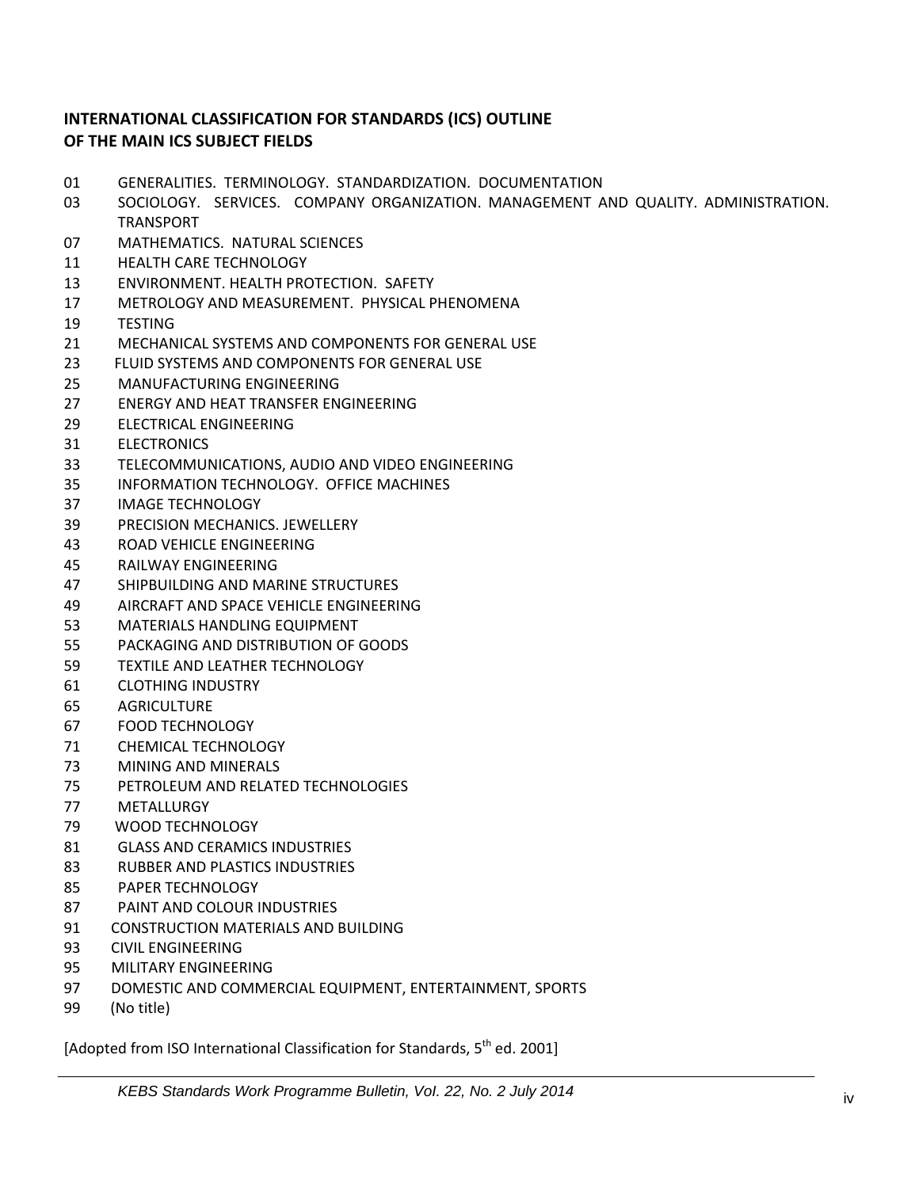**INTERNATIONAL CLASSIFICATION FOR STANDARDS (ICS) OUTLINE OF THE MAIN ICS SUBJECT FIELDS**

01 GENERALITIES. TERMINOLOGY. STANDARDIZATION. DOCUMENTATION
03 SOCIOLOGY. SERVICES. COMPANY ORGANIZATION. MANAGEMENT AND QUALITY. ADMINISTRATION. TRANSPORT
07 MATHEMATICS. NATURAL SCIENCES
11 HEALTH CARE TECHNOLOGY
13 ENVIRONMENT. HEALTH PROTECTION. SAFETY
17 METROLOGY AND MEASUREMENT. PHYSICAL PHENOMENA
19 TESTING
21 MECHANICAL SYSTEMS AND COMPONENTS FOR GENERAL USE
23 FLUID SYSTEMS AND COMPONENTS FOR GENERAL USE
25 MANUFACTURING ENGINEERING
27 ENERGY AND HEAT TRANSFER ENGINEERING
29 ELECTRICAL ENGINEERING
31 ELECTRONICS
33 TELECOMMUNICATIONS, AUDIO AND VIDEO ENGINEERING
35 INFORMATION TECHNOLOGY. OFFICE MACHINES
37 IMAGE TECHNOLOGY
39 PRECISION MECHANICS. JEWELLERY
43 ROAD VEHICLE ENGINEERING
45 RAILWAY ENGINEERING
47 SHIPBUILDING AND MARINE STRUCTURES
49 AIRCRAFT AND SPACE VEHICLE ENGINEERING
53 MATERIALS HANDLING EQUIPMENT
55 PACKAGING AND DISTRIBUTION OF GOODS
59 TEXTILE AND LEATHER TECHNOLOGY
61 CLOTHING INDUSTRY
65 AGRICULTURE
67 FOOD TECHNOLOGY
71 CHEMICAL TECHNOLOGY
73 MINING AND MINERALS
75 PETROLEUM AND RELATED TECHNOLOGIES
77 METALLURGY
79 WOOD TECHNOLOGY
81 GLASS AND CERAMICS INDUSTRIES
83 RUBBER AND PLASTICS INDUSTRIES
85 PAPER TECHNOLOGY
87 PAINT AND COLOUR INDUSTRIES
91 CONSTRUCTION MATERIALS AND BUILDING
93 CIVIL ENGINEERING
95 MILITARY ENGINEERING
97 DOMESTIC AND COMMERCIAL EQUIPMENT, ENTERTAINMENT, SPORTS
99 (No title)

[Adopted from ISO International Classification for Standards, 5th ed. 2001]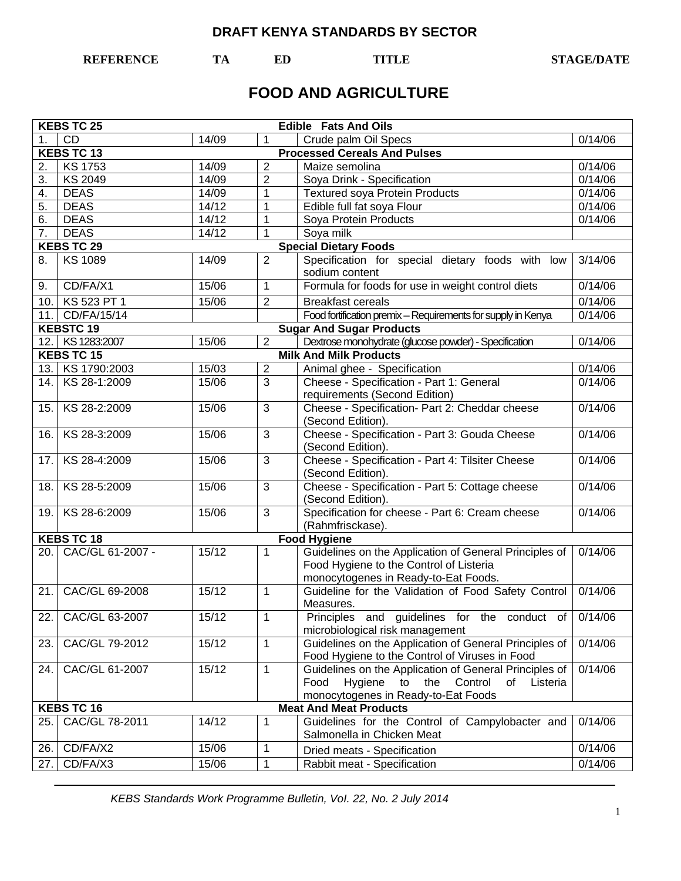## DRAFT KENYA STANDARDS BY SECTOR

**REFERENCE** **TA** **ED** **TITLE** **STAGE/DATE**

# FOOD AND AGRICULTURE

| | REFERENCE | TA | ED | TITLE | STAGE/DATE |
|---|---|---|---|---|---|
| **KEBS TC 25** | | | | **Edible Fats And Oils** | |
| 1. | CD | 14/09 | 1 | Crude palm Oil Specs | 0/14/06 |
| **KEBS TC 13** | | | | **Processed Cereals And Pulses** | |
| 2. | KS 1753 | 14/09 | 2 | Maize semolina | 0/14/06 |
| 3. | KS 2049 | 14/09 | 2 | Soya Drink - Specification | 0/14/06 |
| 4. | DEAS | 14/09 | 1 | Textured soya Protein Products | 0/14/06 |
| 5. | DEAS | 14/12 | 1 | Edible full fat soya Flour | 0/14/06 |
| 6. | DEAS | 14/12 | 1 | Soya Protein Products | 0/14/06 |
| 7. | DEAS | 14/12 | 1 | Soya milk | |
| **KEBS TC 29** | | | | **Special Dietary Foods** | |
| 8. | KS 1089 | 14/09 | 2 | Specification for special dietary foods with low sodium content | 3/14/06 |
| 9. | CD/FA/X1 | 15/06 | 1 | Formula for foods for use in weight control diets | 0/14/06 |
| 10. | KS 523 PT 1 | 15/06 | 2 | Breakfast cereals | 0/14/06 |
| 11. | CD/FA/15/14 | | | Food fortification premix – Requirements for supply in Kenya | 0/14/06 |
| **KEBSTC 19** | | | | **Sugar And Sugar Products** | |
| 12. | KS 1283:2007 | 15/06 | 2 | Dextrose monohydrate (glucose powder) - Specification | 0/14/06 |
| **KEBS TC 15** | | | | **Milk And Milk Products** | |
| 13. | KS 1790:2003 | 15/03 | 2 | Animal ghee - Specification | 0/14/06 |
| 14. | KS 28-1:2009 | 15/06 | 3 | Cheese - Specification - Part 1: General requirements (Second Edition) | 0/14/06 |
| 15. | KS 28-2:2009 | 15/06 | 3 | Cheese - Specification- Part 2: Cheddar cheese (Second Edition). | 0/14/06 |
| 16. | KS 28-3:2009 | 15/06 | 3 | Cheese - Specification - Part 3: Gouda Cheese (Second Edition). | 0/14/06 |
| 17. | KS 28-4:2009 | 15/06 | 3 | Cheese - Specification - Part 4: Tilsiter Cheese (Second Edition). | 0/14/06 |
| 18. | KS 28-5:2009 | 15/06 | 3 | Cheese - Specification - Part 5: Cottage cheese (Second Edition). | 0/14/06 |
| 19. | KS 28-6:2009 | 15/06 | 3 | Specification for cheese - Part 6: Cream cheese (Rahmfrisckase). | 0/14/06 |
| **KEBS TC 18** | | | | **Food Hygiene** | |
| 20. | CAC/GL 61-2007 - | 15/12 | 1 | Guidelines on the Application of General Principles of Food Hygiene to the Control of Listeria monocytogenes in Ready-to-Eat Foods. | 0/14/06 |
| 21. | CAC/GL 69-2008 | 15/12 | 1 | Guideline for the Validation of Food Safety Control Measures. | 0/14/06 |
| 22. | CAC/GL 63-2007 | 15/12 | 1 | Principles and guidelines for the conduct of microbiological risk management | 0/14/06 |
| 23. | CAC/GL 79-2012 | 15/12 | 1 | Guidelines on the Application of General Principles of Food Hygiene to the Control of Viruses in Food | 0/14/06 |
| 24. | CAC/GL 61-2007 | 15/12 | 1 | Guidelines on the Application of General Principles of Food Hygiene to the Control of Listeria monocytogenes in Ready-to-Eat Foods | 0/14/06 |
| **KEBS TC 16** | | | | **Meat And Meat Products** | |
| 25. | CAC/GL 78-2011 | 14/12 | 1 | Guidelines for the Control of Campylobacter and Salmonella in Chicken Meat | 0/14/06 |
| 26. | CD/FA/X2 | 15/06 | 1 | Dried meats - Specification | 0/14/06 |
| 27. | CD/FA/X3 | 15/06 | 1 | Rabbit meat - Specification | 0/14/06 |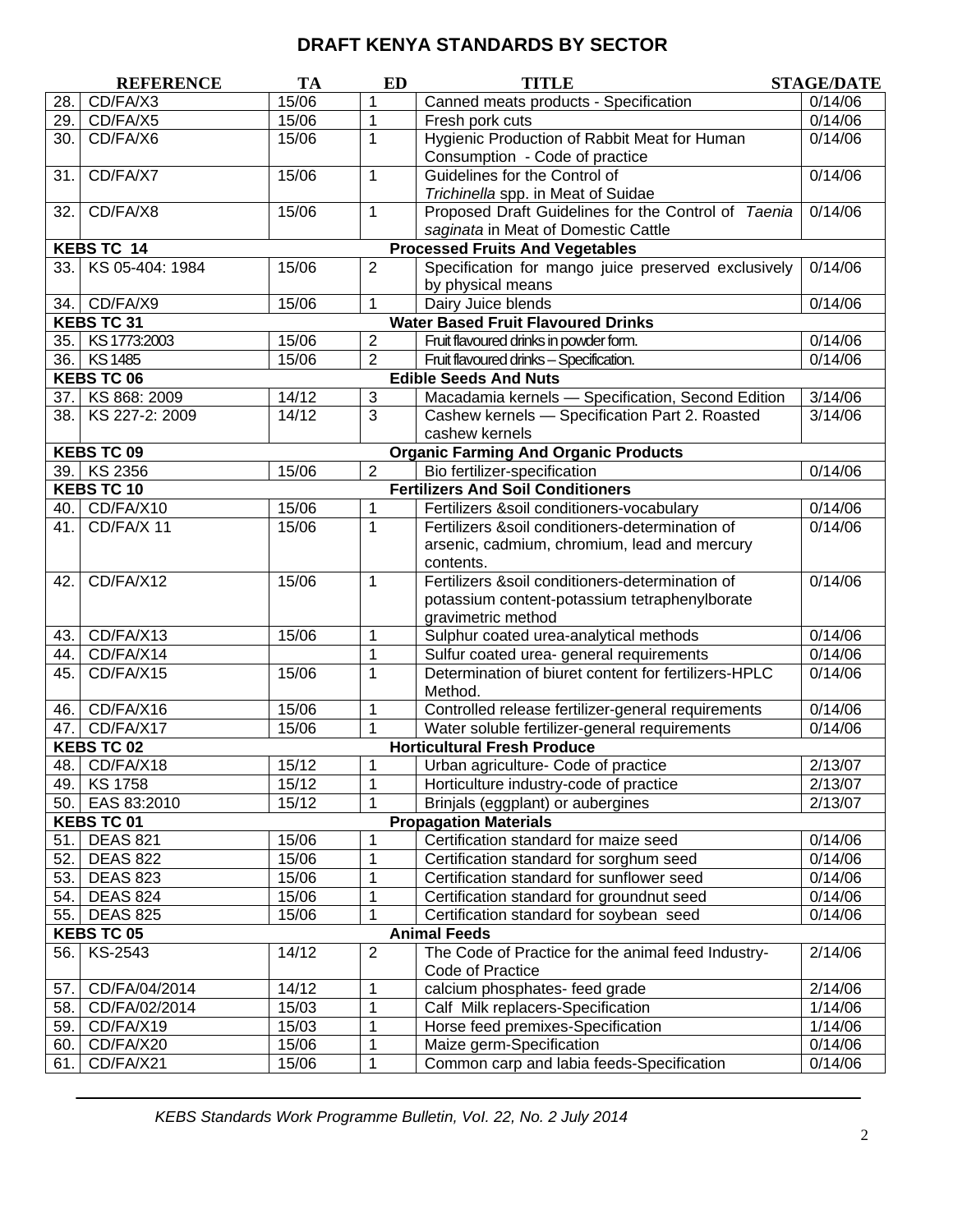## DRAFT KENYA STANDARDS BY SECTOR

| | REFERENCE | TA | ED | TITLE | STAGE/DATE |
|---|---|---|---|---|---|
| 28. | CD/FA/X3 | 15/06 | 1 | Canned meats products - Specification | 0/14/06 |
| 29. | CD/FA/X5 | 15/06 | 1 | Fresh pork cuts | 0/14/06 |
| 30. | CD/FA/X6 | 15/06 | 1 | Hygienic Production of Rabbit Meat for Human Consumption - Code of practice | 0/14/06 |
| 31. | CD/FA/X7 | 15/06 | 1 | Guidelines for the Control of *Trichinella* spp. in Meat of Suidae | 0/14/06 |
| 32. | CD/FA/X8 | 15/06 | 1 | Proposed Draft Guidelines for the Control of *Taenia saginata* in Meat of Domestic Cattle | 0/14/06 |
| **KEBS TC 14** | | | | **Processed Fruits And Vegetables** | |
| 33. | KS 05-404: 1984 | 15/06 | 2 | Specification for mango juice preserved exclusively by physical means | 0/14/06 |
| 34. | CD/FA/X9 | 15/06 | 1 | Dairy Juice blends | 0/14/06 |
| **KEBS TC 31** | | | | **Water Based Fruit Flavoured Drinks** | |
| 35. | KS 1773:2003 | 15/06 | 2 | Fruit flavoured drinks in powder form. | 0/14/06 |
| 36. | KS 1485 | 15/06 | 2 | Fruit flavoured drinks – Specification. | 0/14/06 |
| **KEBS TC 06** | | | | **Edible Seeds And Nuts** | |
| 37. | KS 868: 2009 | 14/12 | 3 | Macadamia kernels — Specification, Second Edition | 3/14/06 |
| 38. | KS 227-2: 2009 | 14/12 | 3 | Cashew kernels — Specification Part 2. Roasted cashew kernels | 3/14/06 |
| **KEBS TC 09** | | | | **Organic Farming And Organic Products** | |
| 39. | KS 2356 | 15/06 | 2 | Bio fertilizer-specification | 0/14/06 |
| **KEBS TC 10** | | | | **Fertilizers And Soil Conditioners** | |
| 40. | CD/FA/X10 | 15/06 | 1 | Fertilizers &soil conditioners-vocabulary | 0/14/06 |
| 41. | CD/FA/X 11 | 15/06 | 1 | Fertilizers &soil conditioners-determination of arsenic, cadmium, chromium, lead and mercury contents. | 0/14/06 |
| 42. | CD/FA/X12 | 15/06 | 1 | Fertilizers &soil conditioners-determination of potassium content-potassium tetraphenylborate gravimetric method | 0/14/06 |
| 43. | CD/FA/X13 | 15/06 | 1 | Sulphur coated urea-analytical methods | 0/14/06 |
| 44. | CD/FA/X14 | | 1 | Sulfur coated urea- general requirements | 0/14/06 |
| 45. | CD/FA/X15 | 15/06 | 1 | Determination of biuret content for fertilizers-HPLC Method. | 0/14/06 |
| 46. | CD/FA/X16 | 15/06 | 1 | Controlled release fertilizer-general requirements | 0/14/06 |
| 47. | CD/FA/X17 | 15/06 | 1 | Water soluble fertilizer-general requirements | 0/14/06 |
| **KEBS TC 02** | | | | **Horticultural Fresh Produce** | |
| 48. | CD/FA/X18 | 15/12 | 1 | Urban agriculture- Code of practice | 2/13/07 |
| 49. | KS 1758 | 15/12 | 1 | Horticulture industry-code of practice | 2/13/07 |
| 50. | EAS 83:2010 | 15/12 | 1 | Brinjals (eggplant) or aubergines | 2/13/07 |
| **KEBS TC 01** | | | | **Propagation Materials** | |
| 51. | DEAS 821 | 15/06 | 1 | Certification standard for maize seed | 0/14/06 |
| 52. | DEAS 822 | 15/06 | 1 | Certification standard for sorghum seed | 0/14/06 |
| 53. | DEAS 823 | 15/06 | 1 | Certification standard for sunflower seed | 0/14/06 |
| 54. | DEAS 824 | 15/06 | 1 | Certification standard for groundnut seed | 0/14/06 |
| 55. | DEAS 825 | 15/06 | 1 | Certification standard for soybean seed | 0/14/06 |
| **KEBS TC 05** | | | | **Animal Feeds** | |
| 56. | KS-2543 | 14/12 | 2 | The Code of Practice for the animal feed Industry-Code of Practice | 2/14/06 |
| 57. | CD/FA/04/2014 | 14/12 | 1 | calcium phosphates- feed grade | 2/14/06 |
| 58. | CD/FA/02/2014 | 15/03 | 1 | Calf Milk replacers-Specification | 1/14/06 |
| 59. | CD/FA/X19 | 15/03 | 1 | Horse feed premixes-Specification | 1/14/06 |
| 60. | CD/FA/X20 | 15/06 | 1 | Maize germ-Specification | 0/14/06 |
| 61. | CD/FA/X21 | 15/06 | 1 | Common carp and labia feeds-Specification | 0/14/06 |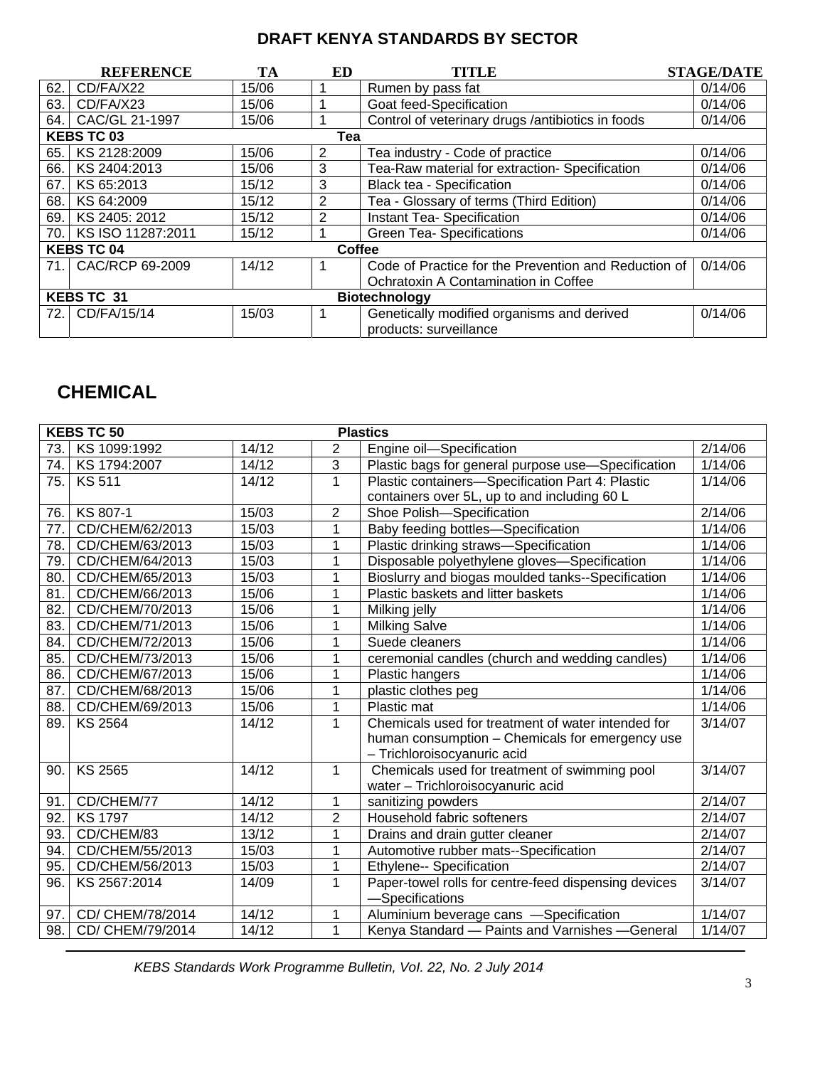## DRAFT KENYA STANDARDS BY SECTOR

| | REFERENCE | TA | ED | TITLE | STAGE/DATE |
|---|---|---|---|---|---|
| 62. | CD/FA/X22 | 15/06 | 1 | Rumen by pass fat | 0/14/06 |
| 63. | CD/FA/X23 | 15/06 | 1 | Goat feed-Specification | 0/14/06 |
| 64. | CAC/GL 21-1997 | 15/06 | 1 | Control of veterinary drugs /antibiotics in foods | 0/14/06 |
| **KEBS TC 03** | | | **Tea** | | |
| 65. | KS 2128:2009 | 15/06 | 2 | Tea industry - Code of practice | 0/14/06 |
| 66. | KS 2404:2013 | 15/06 | 3 | Tea-Raw material for extraction- Specification | 0/14/06 |
| 67. | KS 65:2013 | 15/12 | 3 | Black tea - Specification | 0/14/06 |
| 68. | KS 64:2009 | 15/12 | 2 | Tea - Glossary of terms (Third Edition) | 0/14/06 |
| 69. | KS 2405: 2012 | 15/12 | 2 | Instant Tea- Specification | 0/14/06 |
| 70. | KS ISO 11287:2011 | 15/12 | 1 | Green Tea- Specifications | 0/14/06 |
| **KEBS TC 04** | | | | **Coffee** | |
| 71. | CAC/RCP 69-2009 | 14/12 | 1 | Code of Practice for the Prevention and Reduction of Ochratoxin A Contamination in Coffee | 0/14/06 |
| **KEBS TC 31** | | | | **Biotechnology** | |
| 72. | CD/FA/15/14 | 15/03 | 1 | Genetically modified organisms and derived products: surveillance | 0/14/06 |

# CHEMICAL

| | | | | | |
|---|---|---|---|---|---|
| **KEBS TC 50** | | | | **Plastics** | |
| 73. | KS 1099:1992 | 14/12 | 2 | Engine oil—Specification | 2/14/06 |
| 74. | KS 1794:2007 | 14/12 | 3 | Plastic bags for general purpose use—Specification | 1/14/06 |
| 75. | KS 511 | 14/12 | 1 | Plastic containers—Specification Part 4: Plastic containers over 5L, up to and including 60 L | 1/14/06 |
| 76. | KS 807-1 | 15/03 | 2 | Shoe Polish—Specification | 2/14/06 |
| 77. | CD/CHEM/62/2013 | 15/03 | 1 | Baby feeding bottles—Specification | 1/14/06 |
| 78. | CD/CHEM/63/2013 | 15/03 | 1 | Plastic drinking straws—Specification | 1/14/06 |
| 79. | CD/CHEM/64/2013 | 15/03 | 1 | Disposable polyethylene gloves—Specification | 1/14/06 |
| 80. | CD/CHEM/65/2013 | 15/03 | 1 | Bioslurry and biogas moulded tanks--Specification | 1/14/06 |
| 81. | CD/CHEM/66/2013 | 15/06 | 1 | Plastic baskets and litter baskets | 1/14/06 |
| 82. | CD/CHEM/70/2013 | 15/06 | 1 | Milking jelly | 1/14/06 |
| 83. | CD/CHEM/71/2013 | 15/06 | 1 | Milking Salve | 1/14/06 |
| 84. | CD/CHEM/72/2013 | 15/06 | 1 | Suede cleaners | 1/14/06 |
| 85. | CD/CHEM/73/2013 | 15/06 | 1 | ceremonial candles (church and wedding candles) | 1/14/06 |
| 86. | CD/CHEM/67/2013 | 15/06 | 1 | Plastic hangers | 1/14/06 |
| 87. | CD/CHEM/68/2013 | 15/06 | 1 | plastic clothes peg | 1/14/06 |
| 88. | CD/CHEM/69/2013 | 15/06 | 1 | Plastic mat | 1/14/06 |
| 89. | KS 2564 | 14/12 | 1 | Chemicals used for treatment of water intended for human consumption – Chemicals for emergency use – Trichloroisocyanuric acid | 3/14/07 |
| 90. | KS 2565 | 14/12 | 1 | Chemicals used for treatment of swimming pool water – Trichloroisocyanuric acid | 3/14/07 |
| 91. | CD/CHEM/77 | 14/12 | 1 | sanitizing powders | 2/14/07 |
| 92. | KS 1797 | 14/12 | 2 | Household fabric softeners | 2/14/07 |
| 93. | CD/CHEM/83 | 13/12 | 1 | Drains and drain gutter cleaner | 2/14/07 |
| 94. | CD/CHEM/55/2013 | 15/03 | 1 | Automotive rubber mats--Specification | 2/14/07 |
| 95. | CD/CHEM/56/2013 | 15/03 | 1 | Ethylene-- Specification | 2/14/07 |
| 96. | KS 2567:2014 | 14/09 | 1 | Paper-towel rolls for centre-feed dispensing devices —Specifications | 3/14/07 |
| 97. | CD/ CHEM/78/2014 | 14/12 | 1 | Aluminium beverage cans —Specification | 1/14/07 |
| 98. | CD/ CHEM/79/2014 | 14/12 | 1 | Kenya Standard — Paints and Varnishes —General | 1/14/07 |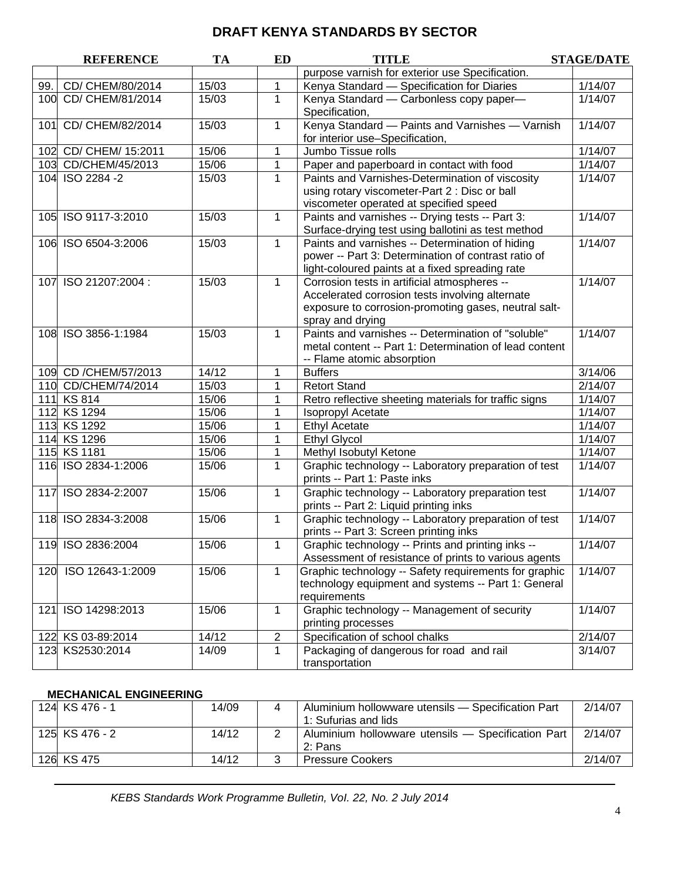## DRAFT KENYA STANDARDS BY SECTOR

| | REFERENCE | TA | ED | TITLE | STAGE/DATE |
|---|---|---|---|---|---|
| | | | | purpose varnish for exterior use Specification. | |
| 99. | CD/ CHEM/80/2014 | 15/03 | 1 | Kenya Standard — Specification for Diaries | 1/14/07 |
| 100 | CD/ CHEM/81/2014 | 15/03 | 1 | Kenya Standard — Carbonless copy paper— Specification, | 1/14/07 |
| 101 | CD/ CHEM/82/2014 | 15/03 | 1 | Kenya Standard — Paints and Varnishes — Varnish for interior use–Specification, | 1/14/07 |
| 102 | CD/ CHEM/ 15:2011 | 15/06 | 1 | Jumbo Tissue rolls | 1/14/07 |
| 103 | CD/CHEM/45/2013 | 15/06 | 1 | Paper and paperboard in contact with food | 1/14/07 |
| 104 | ISO 2284 -2 | 15/03 | 1 | Paints and Varnishes-Determination of viscosity using rotary viscometer-Part 2 : Disc or ball viscometer operated at specified speed | 1/14/07 |
| 105 | ISO 9117-3:2010 | 15/03 | 1 | Paints and varnishes -- Drying tests -- Part 3: Surface-drying test using ballotini as test method | 1/14/07 |
| 106 | ISO 6504-3:2006 | 15/03 | 1 | Paints and varnishes -- Determination of hiding power -- Part 3: Determination of contrast ratio of light-coloured paints at a fixed spreading rate | 1/14/07 |
| 107 | ISO 21207:2004 : | 15/03 | 1 | Corrosion tests in artificial atmospheres -- Accelerated corrosion tests involving alternate exposure to corrosion-promoting gases, neutral salt-spray and drying | 1/14/07 |
| 108 | ISO 3856-1:1984 | 15/03 | 1 | Paints and varnishes -- Determination of "soluble" metal content -- Part 1: Determination of lead content -- Flame atomic absorption | 1/14/07 |
| 109 | CD /CHEM/57/2013 | 14/12 | 1 | Buffers | 3/14/06 |
| 110 | CD/CHEM/74/2014 | 15/03 | 1 | Retort Stand | 2/14/07 |
| 111 | KS 814 | 15/06 | 1 | Retro reflective sheeting materials for traffic signs | 1/14/07 |
| 112 | KS 1294 | 15/06 | 1 | Isopropyl Acetate | 1/14/07 |
| 113 | KS 1292 | 15/06 | 1 | Ethyl Acetate | 1/14/07 |
| 114 | KS 1296 | 15/06 | 1 | Ethyl Glycol | 1/14/07 |
| 115 | KS 1181 | 15/06 | 1 | Methyl Isobutyl Ketone | 1/14/07 |
| 116 | ISO 2834-1:2006 | 15/06 | 1 | Graphic technology -- Laboratory preparation of test prints -- Part 1: Paste inks | 1/14/07 |
| 117 | ISO 2834-2:2007 | 15/06 | 1 | Graphic technology -- Laboratory preparation test prints -- Part 2: Liquid printing inks | 1/14/07 |
| 118 | ISO 2834-3:2008 | 15/06 | 1 | Graphic technology -- Laboratory preparation of test prints -- Part 3: Screen printing inks | 1/14/07 |
| 119 | ISO 2836:2004 | 15/06 | 1 | Graphic technology -- Prints and printing inks -- Assessment of resistance of prints to various agents | 1/14/07 |
| 120 | ISO 12643-1:2009 | 15/06 | 1 | Graphic technology -- Safety requirements for graphic technology equipment and systems -- Part 1: General requirements | 1/14/07 |
| 121 | ISO 14298:2013 | 15/06 | 1 | Graphic technology -- Management of security printing processes | 1/14/07 |
| 122 | KS 03-89:2014 | 14/12 | 2 | Specification of school chalks | 2/14/07 |
| 123 | KS2530:2014 | 14/09 | 1 | Packaging of dangerous for road and rail transportation | 3/14/07 |

**MECHANICAL ENGINEERING**

| | REFERENCE | TA | ED | TITLE | STAGE/DATE |
|---|---|---|---|---|---|
| 124 | KS 476 - 1 | 14/09 | 4 | Aluminium hollowware utensils — Specification Part 1: Sufurias and lids | 2/14/07 |
| 125 | KS 476 - 2 | 14/12 | 2 | Aluminium hollowware utensils — Specification Part 2: Pans | 2/14/07 |
| 126 | KS 475 | 14/12 | 3 | Pressure Cookers | 2/14/07 |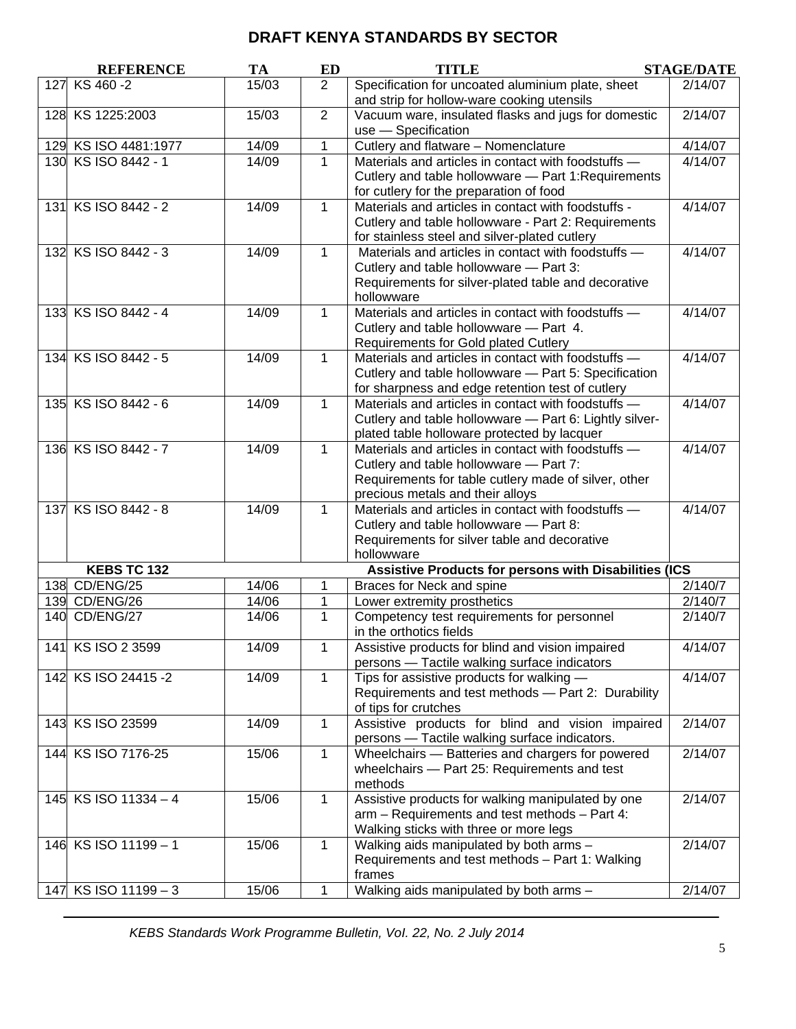## DRAFT KENYA STANDARDS BY SECTOR

| | REFERENCE | TA | ED | TITLE | STAGE/DATE |
|---|---|---|---|---|---|
| 127 | KS 460 -2 | 15/03 | 2 | Specification for uncoated aluminium plate, sheet and strip for hollow-ware cooking utensils | 2/14/07 |
| 128 | KS 1225:2003 | 15/03 | 2 | Vacuum ware, insulated flasks and jugs for domestic use — Specification | 2/14/07 |
| 129 | KS ISO 4481:1977 | 14/09 | 1 | Cutlery and flatware – Nomenclature | 4/14/07 |
| 130 | KS ISO 8442 - 1 | 14/09 | 1 | Materials and articles in contact with foodstuffs — Cutlery and table hollowware — Part 1:Requirements for cutlery for the preparation of food | 4/14/07 |
| 131 | KS ISO 8442 - 2 | 14/09 | 1 | Materials and articles in contact with foodstuffs - Cutlery and table hollowware - Part 2: Requirements for stainless steel and silver-plated cutlery | 4/14/07 |
| 132 | KS ISO 8442 - 3 | 14/09 | 1 | Materials and articles in contact with foodstuffs — Cutlery and table hollowware — Part 3: Requirements for silver-plated table and decorative hollowware | 4/14/07 |
| 133 | KS ISO 8442 - 4 | 14/09 | 1 | Materials and articles in contact with foodstuffs — Cutlery and table hollowware — Part 4. Requirements for Gold plated Cutlery | 4/14/07 |
| 134 | KS ISO 8442 - 5 | 14/09 | 1 | Materials and articles in contact with foodstuffs — Cutlery and table hollowware — Part 5: Specification for sharpness and edge retention test of cutlery | 4/14/07 |
| 135 | KS ISO 8442 - 6 | 14/09 | 1 | Materials and articles in contact with foodstuffs — Cutlery and table hollowware — Part 6: Lightly silver-plated table holloware protected by lacquer | 4/14/07 |
| 136 | KS ISO 8442 - 7 | 14/09 | 1 | Materials and articles in contact with foodstuffs — Cutlery and table hollowware — Part 7: Requirements for table cutlery made of silver, other precious metals and their alloys | 4/14/07 |
| 137 | KS ISO 8442 - 8 | 14/09 | 1 | Materials and articles in contact with foodstuffs — Cutlery and table hollowware — Part 8: Requirements for silver table and decorative hollowware | 4/14/07 |
| | **KEBS TC 132** | | | **Assistive Products for persons with Disabilities (ICS** | |
| 138 | CD/ENG/25 | 14/06 | 1 | Braces for Neck and spine | 2/140/7 |
| 139 | CD/ENG/26 | 14/06 | 1 | Lower extremity prosthetics | 2/140/7 |
| 140 | CD/ENG/27 | 14/06 | 1 | Competency test requirements for personnel in the orthotics fields | 2/140/7 |
| 141 | KS ISO 2 3599 | 14/09 | 1 | Assistive products for blind and vision impaired persons — Tactile walking surface indicators | 4/14/07 |
| 142 | KS ISO 24415 -2 | 14/09 | 1 | Tips for assistive products for walking — Requirements and test methods — Part 2: Durability of tips for crutches | 4/14/07 |
| 143 | KS ISO 23599 | 14/09 | 1 | Assistive products for blind and vision impaired persons — Tactile walking surface indicators. | 2/14/07 |
| 144 | KS ISO 7176-25 | 15/06 | 1 | Wheelchairs — Batteries and chargers for powered wheelchairs — Part 25: Requirements and test methods | 2/14/07 |
| 145 | KS ISO 11334 – 4 | 15/06 | 1 | Assistive products for walking manipulated by one arm – Requirements and test methods – Part 4: Walking sticks with three or more legs | 2/14/07 |
| 146 | KS ISO 11199 – 1 | 15/06 | 1 | Walking aids manipulated by both arms – Requirements and test methods – Part 1: Walking frames | 2/14/07 |
| 147 | KS ISO 11199 – 3 | 15/06 | 1 | Walking aids manipulated by both arms – | 2/14/07 |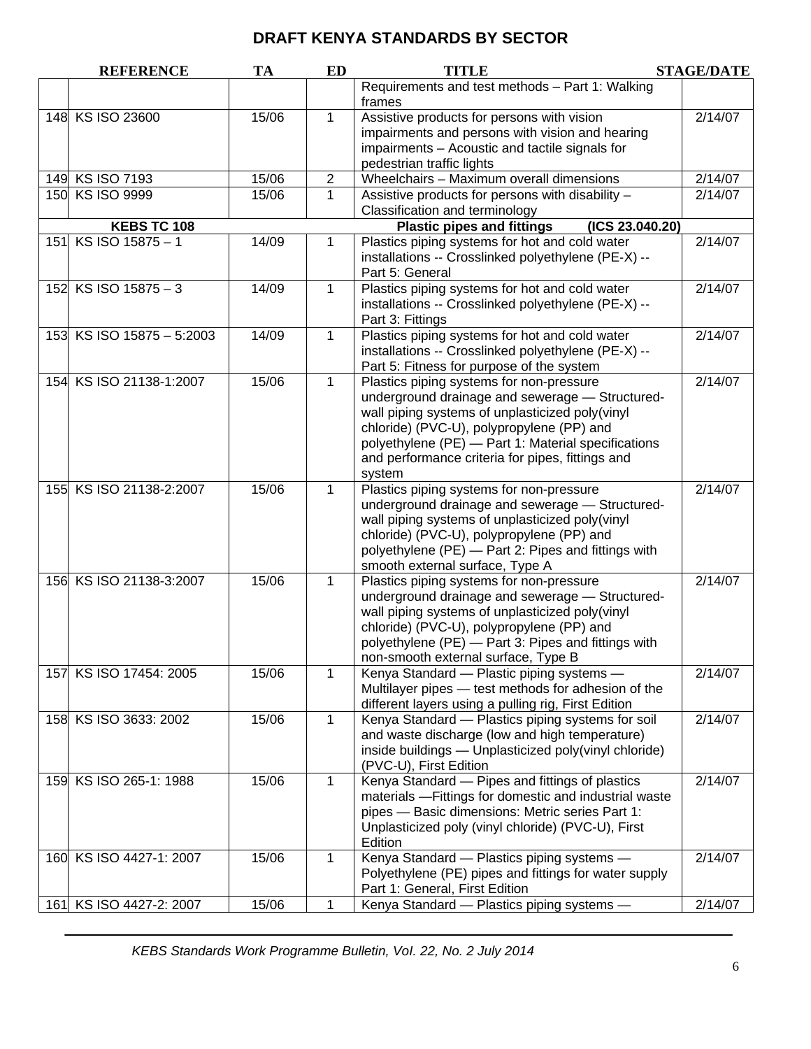## DRAFT KENYA STANDARDS BY SECTOR

| | REFERENCE | TA | ED | TITLE | STAGE/DATE |
|---|---|---|---|---|---|
| | | | | Requirements and test methods – Part 1: Walking frames | |
| 148 | KS ISO 23600 | 15/06 | 1 | Assistive products for persons with vision impairments and persons with vision and hearing impairments – Acoustic and tactile signals for pedestrian traffic lights | 2/14/07 |
| 149 | KS ISO 7193 | 15/06 | 2 | Wheelchairs – Maximum overall dimensions | 2/14/07 |
| 150 | KS ISO 9999 | 15/06 | 1 | Assistive products for persons with disability – Classification and terminology | 2/14/07 |
| | **KEBS TC 108** | | | **Plastic pipes and fittings (ICS 23.040.20)** | |
| 151 | KS ISO 15875 – 1 | 14/09 | 1 | Plastics piping systems for hot and cold water installations -- Crosslinked polyethylene (PE-X) -- Part 5: General | 2/14/07 |
| 152 | KS ISO 15875 – 3 | 14/09 | 1 | Plastics piping systems for hot and cold water installations -- Crosslinked polyethylene (PE-X) -- Part 3: Fittings | 2/14/07 |
| 153 | KS ISO 15875 – 5:2003 | 14/09 | 1 | Plastics piping systems for hot and cold water installations -- Crosslinked polyethylene (PE-X) -- Part 5: Fitness for purpose of the system | 2/14/07 |
| 154 | KS ISO 21138-1:2007 | 15/06 | 1 | Plastics piping systems for non-pressure underground drainage and sewerage — Structured-wall piping systems of unplasticized poly(vinyl chloride) (PVC-U), polypropylene (PP) and polyethylene (PE) — Part 1: Material specifications and performance criteria for pipes, fittings and system | 2/14/07 |
| 155 | KS ISO 21138-2:2007 | 15/06 | 1 | Plastics piping systems for non-pressure underground drainage and sewerage — Structured-wall piping systems of unplasticized poly(vinyl chloride) (PVC-U), polypropylene (PP) and polyethylene (PE) — Part 2: Pipes and fittings with smooth external surface, Type A | 2/14/07 |
| 156 | KS ISO 21138-3:2007 | 15/06 | 1 | Plastics piping systems for non-pressure underground drainage and sewerage — Structured-wall piping systems of unplasticized poly(vinyl chloride) (PVC-U), polypropylene (PP) and polyethylene (PE) — Part 3: Pipes and fittings with non-smooth external surface, Type B | 2/14/07 |
| 157 | KS ISO 17454: 2005 | 15/06 | 1 | Kenya Standard — Plastic piping systems — Multilayer pipes — test methods for adhesion of the different layers using a pulling rig, First Edition | 2/14/07 |
| 158 | KS ISO 3633: 2002 | 15/06 | 1 | Kenya Standard — Plastics piping systems for soil and waste discharge (low and high temperature) inside buildings — Unplasticized poly(vinyl chloride) (PVC-U), First Edition | 2/14/07 |
| 159 | KS ISO 265-1: 1988 | 15/06 | 1 | Kenya Standard — Pipes and fittings of plastics materials —Fittings for domestic and industrial waste pipes — Basic dimensions: Metric series Part 1: Unplasticized poly (vinyl chloride) (PVC-U), First Edition | 2/14/07 |
| 160 | KS ISO 4427-1: 2007 | 15/06 | 1 | Kenya Standard — Plastics piping systems — Polyethylene (PE) pipes and fittings for water supply Part 1: General, First Edition | 2/14/07 |
| 161 | KS ISO 4427-2: 2007 | 15/06 | 1 | Kenya Standard — Plastics piping systems — | 2/14/07 |

*KEBS Standards Work Programme Bulletin, Vol. 22, No. 2 July 2014*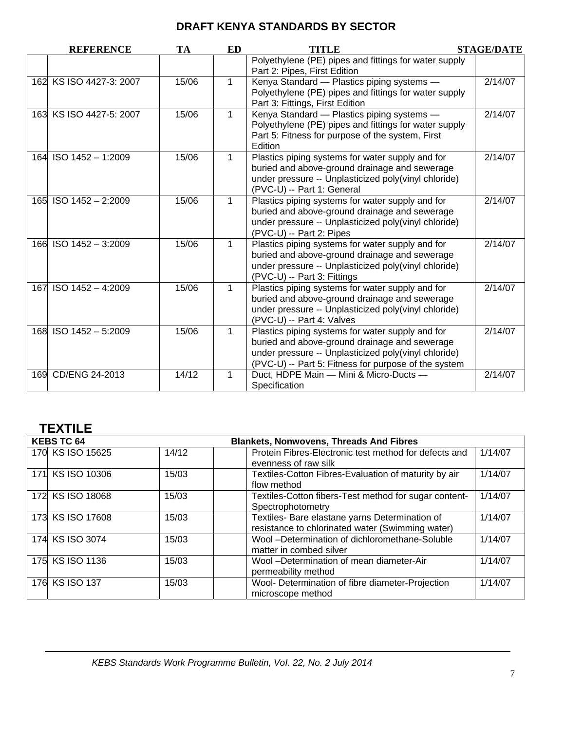## DRAFT KENYA STANDARDS BY SECTOR

| | REFERENCE | TA | ED | TITLE | STAGE/DATE |
|---|---|---|---|---|---|
| | | | | Polyethylene (PE) pipes and fittings for water supply Part 2: Pipes, First Edition | |
| 162 | KS ISO 4427-3: 2007 | 15/06 | 1 | Kenya Standard — Plastics piping systems — Polyethylene (PE) pipes and fittings for water supply Part 3: Fittings, First Edition | 2/14/07 |
| 163 | KS ISO 4427-5: 2007 | 15/06 | 1 | Kenya Standard — Plastics piping systems — Polyethylene (PE) pipes and fittings for water supply Part 5: Fitness for purpose of the system, First Edition | 2/14/07 |
| 164 | ISO 1452 – 1:2009 | 15/06 | 1 | Plastics piping systems for water supply and for buried and above-ground drainage and sewerage under pressure -- Unplasticized poly(vinyl chloride) (PVC-U) -- Part 1: General | 2/14/07 |
| 165 | ISO 1452 – 2:2009 | 15/06 | 1 | Plastics piping systems for water supply and for buried and above-ground drainage and sewerage under pressure -- Unplasticized poly(vinyl chloride) (PVC-U) -- Part 2: Pipes | 2/14/07 |
| 166 | ISO 1452 – 3:2009 | 15/06 | 1 | Plastics piping systems for water supply and for buried and above-ground drainage and sewerage under pressure -- Unplasticized poly(vinyl chloride) (PVC-U) -- Part 3: Fittings | 2/14/07 |
| 167 | ISO 1452 – 4:2009 | 15/06 | 1 | Plastics piping systems for water supply and for buried and above-ground drainage and sewerage under pressure -- Unplasticized poly(vinyl chloride) (PVC-U) -- Part 4: Valves | 2/14/07 |
| 168 | ISO 1452 – 5:2009 | 15/06 | 1 | Plastics piping systems for water supply and for buried and above-ground drainage and sewerage under pressure -- Unplasticized poly(vinyl chloride) (PVC-U) -- Part 5: Fitness for purpose of the system | 2/14/07 |
| 169 | CD/ENG 24-2013 | 14/12 | 1 | Duct, HDPE Main — Mini & Micro-Ducts — Specification | 2/14/07 |

## TEXTILE

| KEBS TC 64 | | | | Blankets, Nonwovens, Threads And Fibres | |
|---|---|---|---|---|---|
| 170 | KS ISO 15625 | 14/12 | | Protein Fibres-Electronic test method for defects and evenness of raw silk | 1/14/07 |
| 171 | KS ISO 10306 | 15/03 | | Textiles-Cotton Fibres-Evaluation of maturity by air flow method | 1/14/07 |
| 172 | KS ISO 18068 | 15/03 | | Textiles-Cotton fibers-Test method for sugar content-Spectrophotometry | 1/14/07 |
| 173 | KS ISO 17608 | 15/03 | | Textiles- Bare elastane yarns Determination of resistance to chlorinated water (Swimming water) | 1/14/07 |
| 174 | KS ISO 3074 | 15/03 | | Wool –Determination of dichloromethane-Soluble matter in combed silver | 1/14/07 |
| 175 | KS ISO 1136 | 15/03 | | Wool –Determination of mean diameter-Air permeability method | 1/14/07 |
| 176 | KS ISO 137 | 15/03 | | Wool- Determination of fibre diameter-Projection microscope method | 1/14/07 |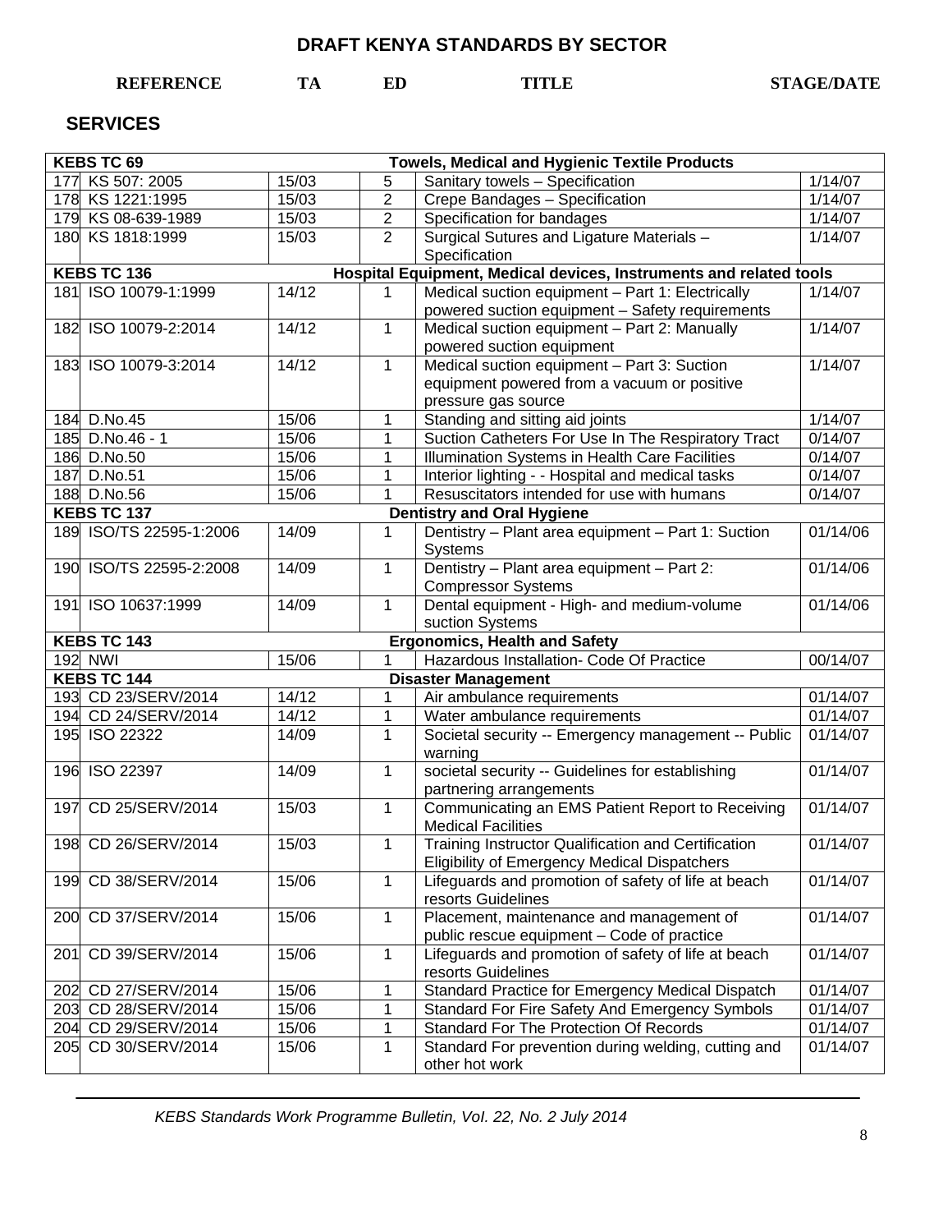# DRAFT KENYA STANDARDS BY SECTOR

## SERVICES

| | REFERENCE | TA | ED | TITLE | STAGE/DATE |
|---|---|---|---|---|---|
| **KEBS TC 69** | | | | **Towels, Medical and Hygienic Textile Products** | |
| 177 | KS 507: 2005 | 15/03 | 5 | Sanitary towels – Specification | 1/14/07 |
| 178 | KS 1221:1995 | 15/03 | 2 | Crepe Bandages – Specification | 1/14/07 |
| 179 | KS 08-639-1989 | 15/03 | 2 | Specification for bandages | 1/14/07 |
| 180 | KS 1818:1999 | 15/03 | 2 | Surgical Sutures and Ligature Materials – Specification | 1/14/07 |
| **KEBS TC 136** | | | | **Hospital Equipment, Medical devices, Instruments and related tools** | |
| 181 | ISO 10079-1:1999 | 14/12 | 1 | Medical suction equipment – Part 1: Electrically powered suction equipment – Safety requirements | 1/14/07 |
| 182 | ISO 10079-2:2014 | 14/12 | 1 | Medical suction equipment – Part 2: Manually powered suction equipment | 1/14/07 |
| 183 | ISO 10079-3:2014 | 14/12 | 1 | Medical suction equipment – Part 3: Suction equipment powered from a vacuum or positive pressure gas source | 1/14/07 |
| 184 | D.No.45 | 15/06 | 1 | Standing and sitting aid joints | 1/14/07 |
| 185 | D.No.46 - 1 | 15/06 | 1 | Suction Catheters For Use In The Respiratory Tract | 0/14/07 |
| 186 | D.No.50 | 15/06 | 1 | Illumination Systems in Health Care Facilities | 0/14/07 |
| 187 | D.No.51 | 15/06 | 1 | Interior lighting - - Hospital and medical tasks | 0/14/07 |
| 188 | D.No.56 | 15/06 | 1 | Resuscitators intended for use with humans | 0/14/07 |
| **KEBS TC 137** | | | | **Dentistry and Oral Hygiene** | |
| 189 | ISO/TS 22595-1:2006 | 14/09 | 1 | Dentistry – Plant area equipment – Part 1: Suction Systems | 01/14/06 |
| 190 | ISO/TS 22595-2:2008 | 14/09 | 1 | Dentistry – Plant area equipment – Part 2: Compressor Systems | 01/14/06 |
| 191 | ISO 10637:1999 | 14/09 | 1 | Dental equipment - High- and medium-volume suction Systems | 01/14/06 |
| **KEBS TC 143** | | | | **Ergonomics, Health and Safety** | |
| 192 | NWI | 15/06 | 1 | Hazardous Installation- Code Of Practice | 00/14/07 |
| **KEBS TC 144** | | | | **Disaster Management** | |
| 193 | CD 23/SERV/2014 | 14/12 | 1 | Air ambulance requirements | 01/14/07 |
| 194 | CD 24/SERV/2014 | 14/12 | 1 | Water ambulance requirements | 01/14/07 |
| 195 | ISO 22322 | 14/09 | 1 | Societal security -- Emergency management -- Public warning | 01/14/07 |
| 196 | ISO 22397 | 14/09 | 1 | societal security -- Guidelines for establishing partnering arrangements | 01/14/07 |
| 197 | CD 25/SERV/2014 | 15/03 | 1 | Communicating an EMS Patient Report to Receiving Medical Facilities | 01/14/07 |
| 198 | CD 26/SERV/2014 | 15/03 | 1 | Training Instructor Qualification and Certification Eligibility of Emergency Medical Dispatchers | 01/14/07 |
| 199 | CD 38/SERV/2014 | 15/06 | 1 | Lifeguards and promotion of safety of life at beach resorts Guidelines | 01/14/07 |
| 200 | CD 37/SERV/2014 | 15/06 | 1 | Placement, maintenance and management of public rescue equipment – Code of practice | 01/14/07 |
| 201 | CD 39/SERV/2014 | 15/06 | 1 | Lifeguards and promotion of safety of life at beach resorts Guidelines | 01/14/07 |
| 202 | CD 27/SERV/2014 | 15/06 | 1 | Standard Practice for Emergency Medical Dispatch | 01/14/07 |
| 203 | CD 28/SERV/2014 | 15/06 | 1 | Standard For Fire Safety And Emergency Symbols | 01/14/07 |
| 204 | CD 29/SERV/2014 | 15/06 | 1 | Standard For The Protection Of Records | 01/14/07 |
| 205 | CD 30/SERV/2014 | 15/06 | 1 | Standard For prevention during welding, cutting and other hot work | 01/14/07 |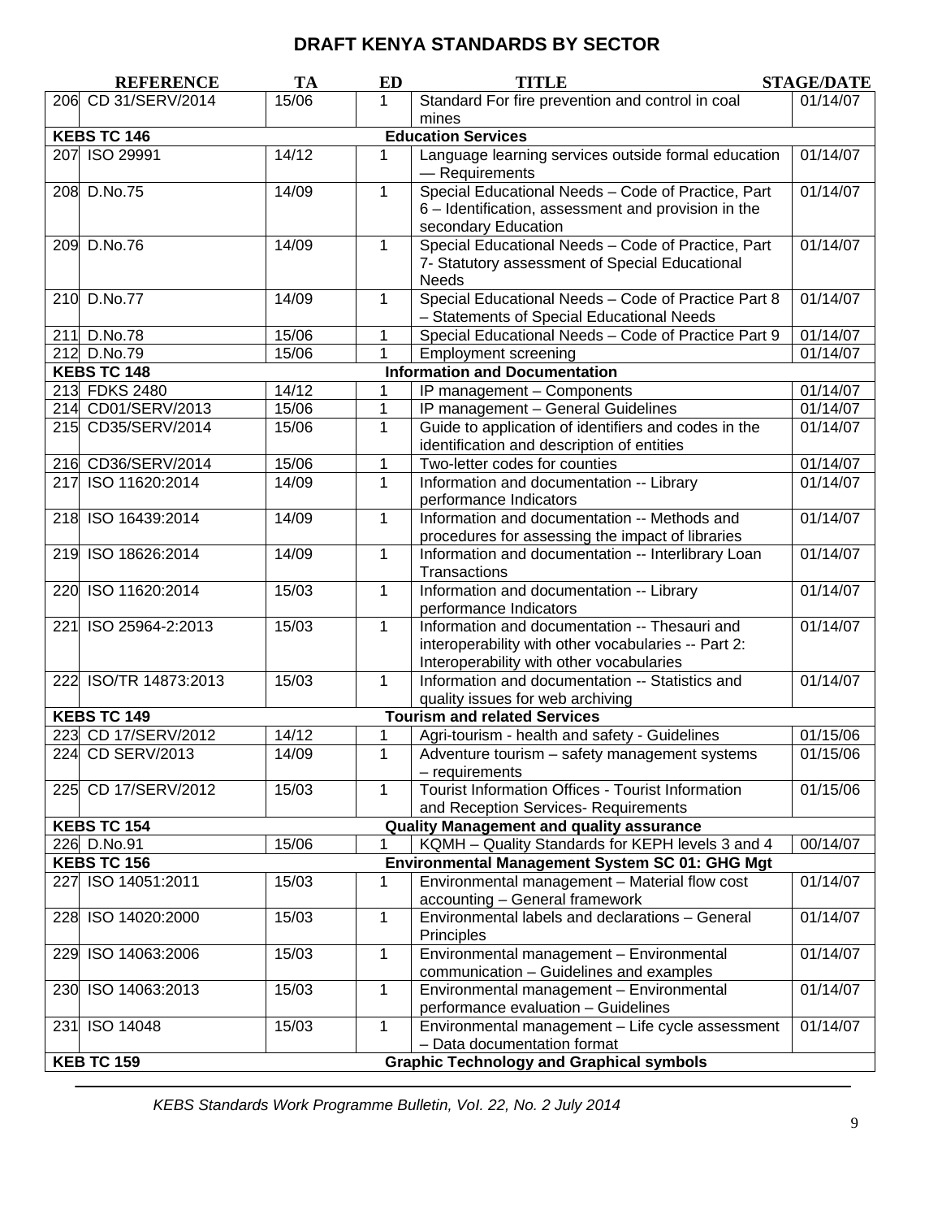## DRAFT KENYA STANDARDS BY SECTOR

| | REFERENCE | TA | ED | TITLE | STAGE/DATE |
|---|---|---|---|---|---|
| 206 | CD 31/SERV/2014 | 15/06 | 1 | Standard For fire prevention and control in coal mines | 01/14/07 |
| **KEBS TC 146** | | | | **Education Services** | |
| 207 | ISO 29991 | 14/12 | 1 | Language learning services outside formal education — Requirements | 01/14/07 |
| 208 | D.No.75 | 14/09 | 1 | Special Educational Needs – Code of Practice, Part 6 – Identification, assessment and provision in the secondary Education | 01/14/07 |
| 209 | D.No.76 | 14/09 | 1 | Special Educational Needs – Code of Practice, Part 7- Statutory assessment of Special Educational Needs | 01/14/07 |
| 210 | D.No.77 | 14/09 | 1 | Special Educational Needs – Code of Practice Part 8 – Statements of Special Educational Needs | 01/14/07 |
| 211 | D.No.78 | 15/06 | 1 | Special Educational Needs – Code of Practice Part 9 | 01/14/07 |
| 212 | D.No.79 | 15/06 | 1 | Employment screening | 01/14/07 |
| **KEBS TC 148** | | | | **Information and Documentation** | |
| 213 | FDKS 2480 | 14/12 | 1 | IP management – Components | 01/14/07 |
| 214 | CD01/SERV/2013 | 15/06 | 1 | IP management – General Guidelines | 01/14/07 |
| 215 | CD35/SERV/2014 | 15/06 | 1 | Guide to application of identifiers and codes in the identification and description of entities | 01/14/07 |
| 216 | CD36/SERV/2014 | 15/06 | 1 | Two-letter codes for counties | 01/14/07 |
| 217 | ISO 11620:2014 | 14/09 | 1 | Information and documentation -- Library performance Indicators | 01/14/07 |
| 218 | ISO 16439:2014 | 14/09 | 1 | Information and documentation -- Methods and procedures for assessing the impact of libraries | 01/14/07 |
| 219 | ISO 18626:2014 | 14/09 | 1 | Information and documentation -- Interlibrary Loan Transactions | 01/14/07 |
| 220 | ISO 11620:2014 | 15/03 | 1 | Information and documentation -- Library performance Indicators | 01/14/07 |
| 221 | ISO 25964-2:2013 | 15/03 | 1 | Information and documentation -- Thesauri and interoperability with other vocabularies -- Part 2: Interoperability with other vocabularies | 01/14/07 |
| 222 | ISO/TR 14873:2013 | 15/03 | 1 | Information and documentation -- Statistics and quality issues for web archiving | 01/14/07 |
| **KEBS TC 149** | | | | **Tourism and related Services** | |
| 223 | CD 17/SERV/2012 | 14/12 | 1 | Agri-tourism - health and safety - Guidelines | 01/15/06 |
| 224 | CD SERV/2013 | 14/09 | 1 | Adventure tourism – safety management systems – requirements | 01/15/06 |
| 225 | CD 17/SERV/2012 | 15/03 | 1 | Tourist Information Offices - Tourist Information and Reception Services- Requirements | 01/15/06 |
| **KEBS TC 154** | | | | **Quality Management and quality assurance** | |
| 226 | D.No.91 | 15/06 | 1 | KQMH – Quality Standards for KEPH levels 3 and 4 | 00/14/07 |
| **KEBS TC 156** | | | | **Environmental Management System SC 01: GHG Mgt** | |
| 227 | ISO 14051:2011 | 15/03 | 1 | Environmental management – Material flow cost accounting – General framework | 01/14/07 |
| 228 | ISO 14020:2000 | 15/03 | 1 | Environmental labels and declarations – General Principles | 01/14/07 |
| 229 | ISO 14063:2006 | 15/03 | 1 | Environmental management – Environmental communication – Guidelines and examples | 01/14/07 |
| 230 | ISO 14063:2013 | 15/03 | 1 | Environmental management – Environmental performance evaluation – Guidelines | 01/14/07 |
| 231 | ISO 14048 | 15/03 | 1 | Environmental management – Life cycle assessment – Data documentation format | 01/14/07 |
| **KEB TC 159** | | | | **Graphic Technology and Graphical symbols** | |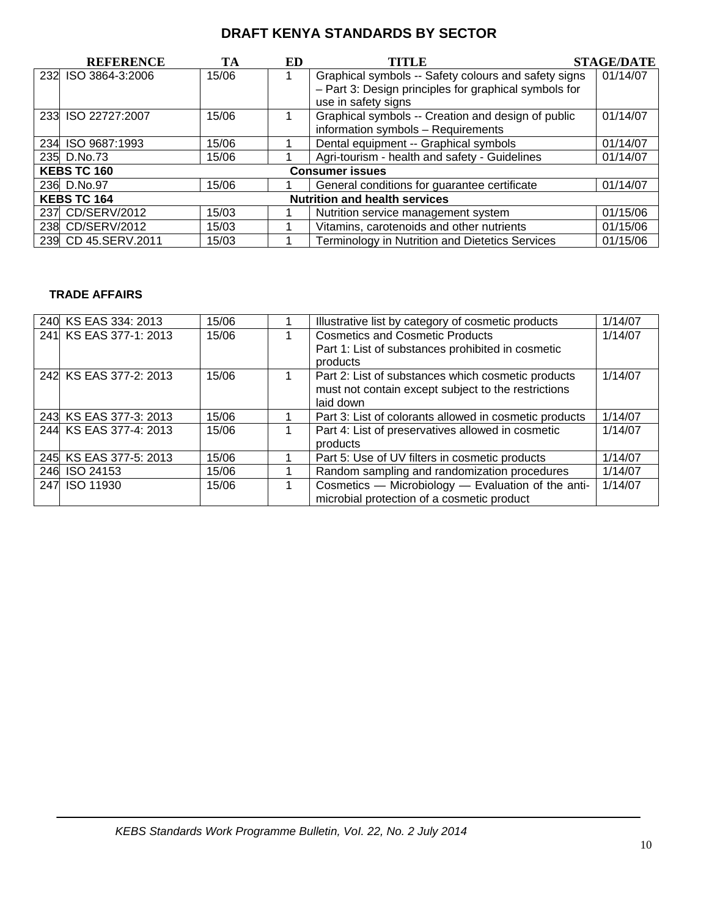# DRAFT KENYA STANDARDS BY SECTOR

| | REFERENCE | TA | ED | TITLE | STAGE/DATE |
|---|---|---|---|---|---|
| 232 | ISO 3864-3:2006 | 15/06 | 1 | Graphical symbols -- Safety colours and safety signs – Part 3: Design principles for graphical symbols for use in safety signs | 01/14/07 |
| 233 | ISO 22727:2007 | 15/06 | 1 | Graphical symbols -- Creation and design of public information symbols – Requirements | 01/14/07 |
| 234 | ISO 9687:1993 | 15/06 | 1 | Dental equipment -- Graphical symbols | 01/14/07 |
| 235 | D.No.73 | 15/06 | 1 | Agri-tourism - health and safety - Guidelines | 01/14/07 |
| **KEBS TC 160** | | | | **Consumer issues** | |
| 236 | D.No.97 | 15/06 | 1 | General conditions for guarantee certificate | 01/14/07 |
| **KEBS TC 164** | | | | **Nutrition and health services** | |
| 237 | CD/SERV/2012 | 15/03 | 1 | Nutrition service management system | 01/15/06 |
| 238 | CD/SERV/2012 | 15/03 | 1 | Vitamins, carotenoids and other nutrients | 01/15/06 |
| 239 | CD 45.SERV.2011 | 15/03 | 1 | Terminology in Nutrition and Dietetics Services | 01/15/06 |

**TRADE AFFAIRS**

| | REFERENCE | TA | ED | TITLE | STAGE/DATE |
|---|---|---|---|---|---|
| 240 | KS EAS 334: 2013 | 15/06 | 1 | Illustrative list by category of cosmetic products | 1/14/07 |
| 241 | KS EAS 377-1: 2013 | 15/06 | 1 | Cosmetics and Cosmetic Products Part 1: List of substances prohibited in cosmetic products | 1/14/07 |
| 242 | KS EAS 377-2: 2013 | 15/06 | 1 | Part 2: List of substances which cosmetic products must not contain except subject to the restrictions laid down | 1/14/07 |
| 243 | KS EAS 377-3: 2013 | 15/06 | 1 | Part 3: List of colorants allowed in cosmetic products | 1/14/07 |
| 244 | KS EAS 377-4: 2013 | 15/06 | 1 | Part 4: List of preservatives allowed in cosmetic products | 1/14/07 |
| 245 | KS EAS 377-5: 2013 | 15/06 | 1 | Part 5: Use of UV filters in cosmetic products | 1/14/07 |
| 246 | ISO 24153 | 15/06 | 1 | Random sampling and randomization procedures | 1/14/07 |
| 247 | ISO 11930 | 15/06 | 1 | Cosmetics — Microbiology — Evaluation of the anti-microbial protection of a cosmetic product | 1/14/07 |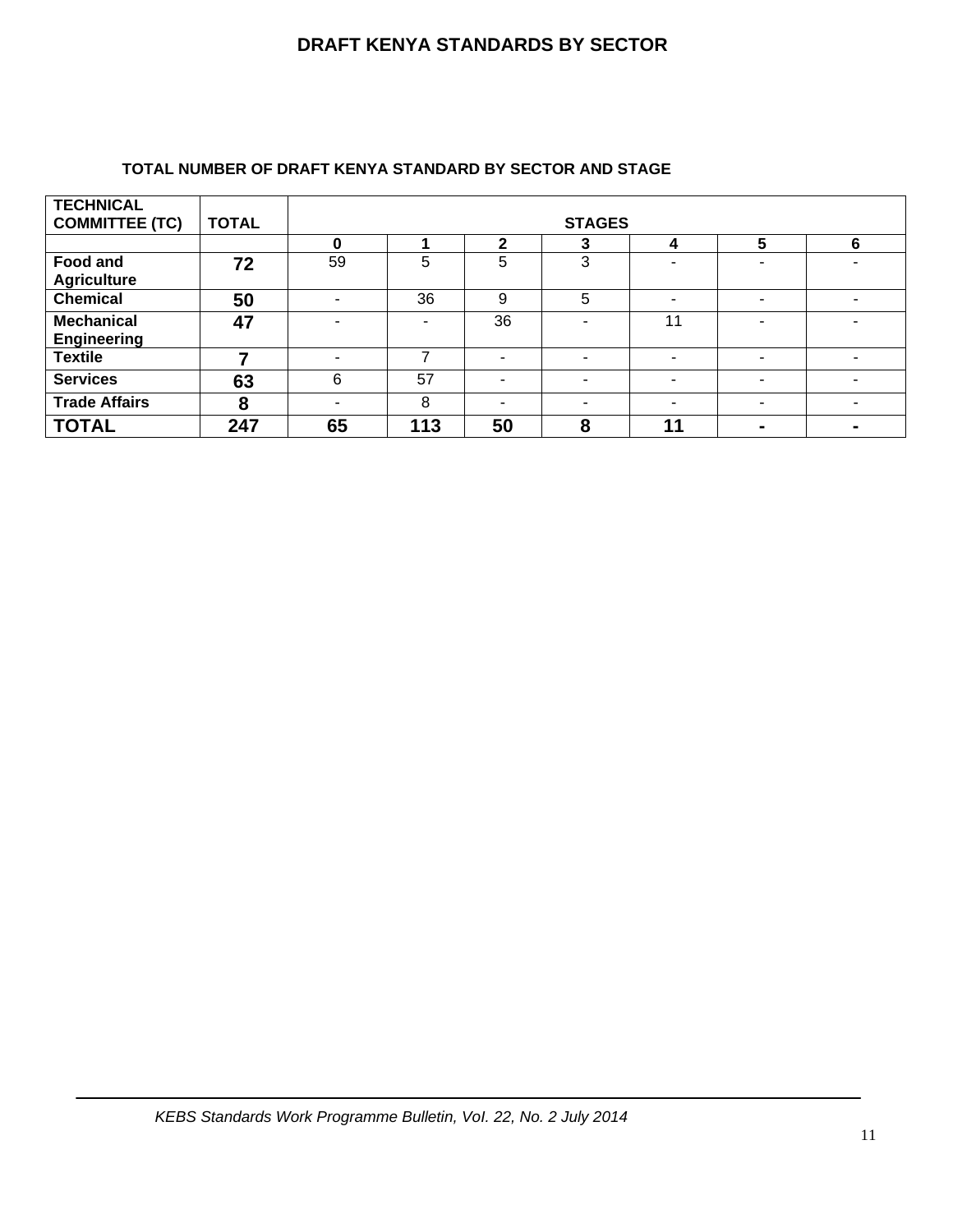# DRAFT KENYA STANDARDS BY SECTOR

### TOTAL NUMBER OF DRAFT KENYA STANDARD BY SECTOR AND STAGE

| TECHNICAL COMMITTEE (TC) | TOTAL | STAGES | | | | | | |
|---|---|---|---|---|---|---|---|---|
| | | 0 | 1 | 2 | 3 | 4 | 5 | 6 |
| **Food and Agriculture** | **72** | 59 | 5 | 5 | 3 | - | - | - |
| **Chemical** | **50** | - | 36 | 9 | 5 | - | - | - |
| **Mechanical Engineering** | **47** | - | - | 36 | - | 11 | - | - |
| **Textile** | **7** | - | 7 | - | - | - | - | - |
| **Services** | **63** | 6 | 57 | - | - | - | - | - |
| **Trade Affairs** | **8** | - | 8 | - | - | - | - | - |
| **TOTAL** | **247** | **65** | **113** | **50** | **8** | **11** | **-** | **-** |